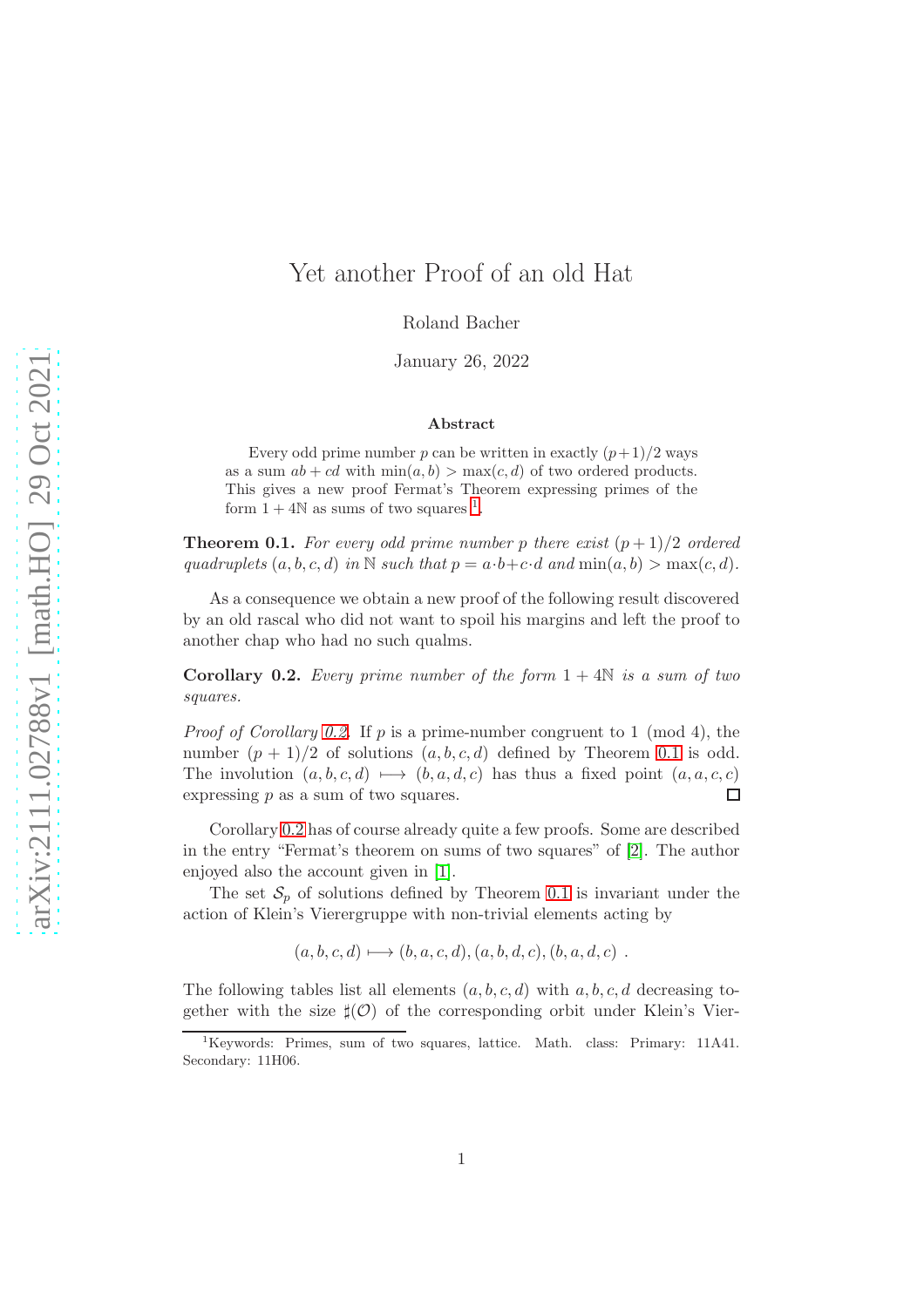# Yet another Proof of an old Hat

Roland Bacher

January 26, 2022

**Abstract**

Every odd prime number $p$ can be written in exactly $(p+1)/2$ ways as a sum $ab + cd$ with $\min(a,b) > \max(c,d)$ of two ordered products. This gives a new proof Fermat's Theorem expressing primes of the form $1 + 4\mathbb{N}$ as sums of two squares [1].

**Theorem 0.1.** *For every odd prime number $p$ there exist $(p+1)/2$ ordered quadruplets $(a,b,c,d)$ in $\mathbb{N}$ such that $p = a\cdot b + c\cdot d$ and $\min(a,b) > \max(c,d)$.*

As a consequence we obtain a new proof of the following result discovered by an old rascal who did not want to spoil his margins and left the proof to another chap who had no such qualms.

**Corollary 0.2.** *Every prime number of the form $1 + 4\mathbb{N}$ is a sum of two squares.*

*Proof of Corollary 0.2.* If $p$ is a prime-number congruent to 1 (mod 4), the number $(p+1)/2$ of solutions $(a,b,c,d)$ defined by Theorem 0.1 is odd. The involution $(a,b,c,d) \longmapsto (b,a,d,c)$ has thus a fixed point $(a,a,c,c)$ expressing $p$ as a sum of two squares. □

Corollary 0.2 has of course already quite a few proofs. Some are described in the entry "Fermat's theorem on sums of two squares" of [2]. The author enjoyed also the account given in [1].

The set $\mathcal{S}_p$ of solutions defined by Theorem 0.1 is invariant under the action of Klein's Vierergruppe with non-trivial elements acting by

$$(a,b,c,d) \longmapsto (b,a,c,d), (a,b,d,c), (b,a,d,c) \ .$$

The following tables list all elements $(a,b,c,d)$ with $a,b,c,d$ decreasing together with the size $\sharp(\mathcal{O})$ of the corresponding orbit under Klein's Vier-

[1] Keywords: Primes, sum of two squares, lattice. Math. class: Primary: 11A41. Secondary: 11H06.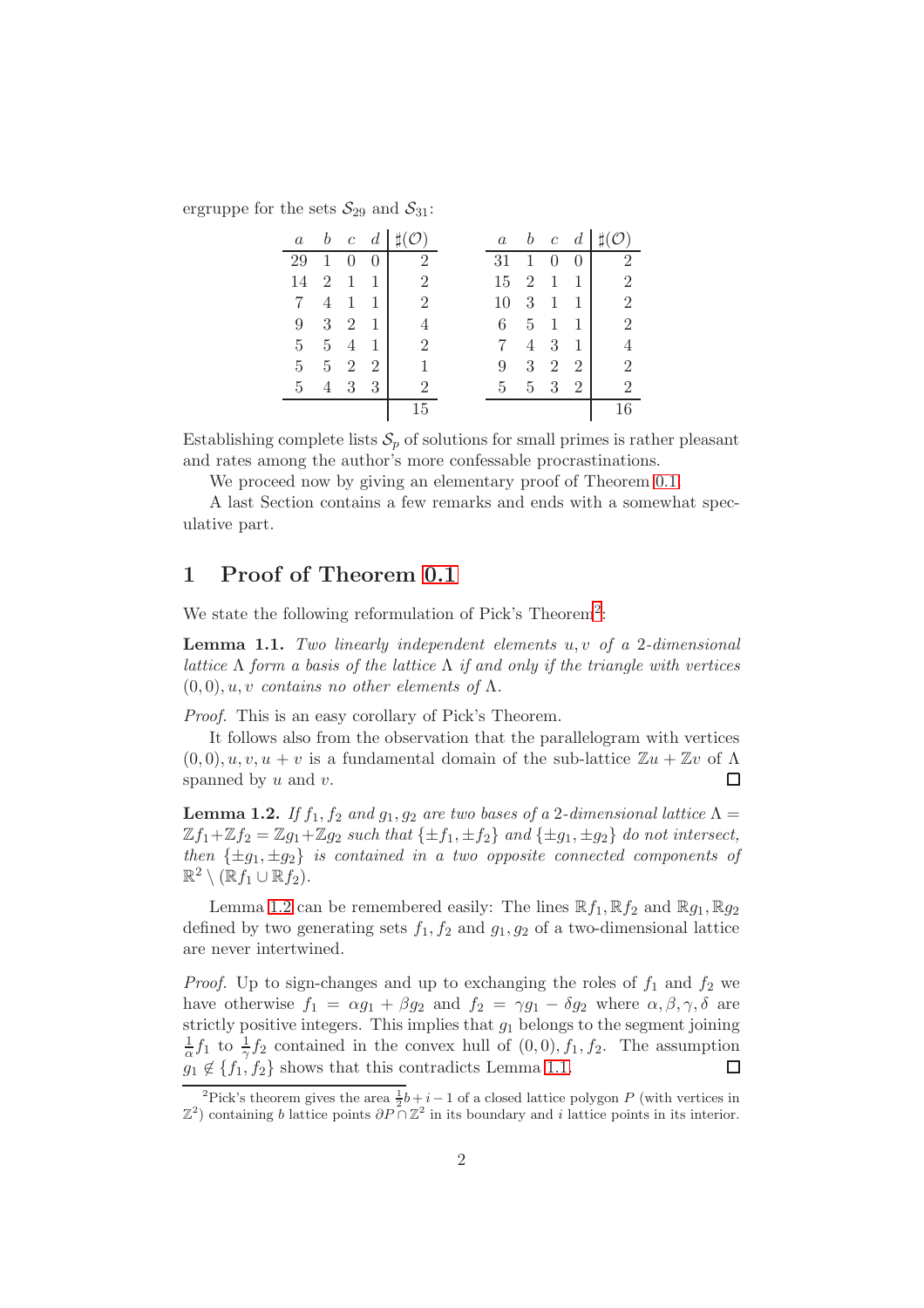ergruppe for the sets $\mathcal{S}_{29}$ and $\mathcal{S}_{31}$:

| $a$ | $b$ | $c$ | $d$ | $\sharp(\mathcal{O})$ |
|---|---|---|---|---|
| 29 | 1 | 0 | 0 | 2 |
| 14 | 2 | 1 | 1 | 2 |
| 7 | 4 | 1 | 1 | 2 |
| 9 | 3 | 2 | 1 | 4 |
| 5 | 5 | 4 | 1 | 2 |
| 5 | 5 | 2 | 2 | 1 |
| 5 | 4 | 3 | 3 | 2 |
| | | | | 15 |

| $a$ | $b$ | $c$ | $d$ | $\sharp(\mathcal{O})$ |
|---|---|---|---|---|
| 31 | 1 | 0 | 0 | 2 |
| 15 | 2 | 1 | 1 | 2 |
| 10 | 3 | 1 | 1 | 2 |
| 6 | 5 | 1 | 1 | 2 |
| 7 | 4 | 3 | 1 | 4 |
| 9 | 3 | 2 | 2 | 2 |
| 5 | 5 | 3 | 2 | 2 |
| | | | | 16 |

Establishing complete lists $\mathcal{S}_p$ of solutions for small primes is rather pleasant and rates among the author's more confessable procrastinations.

We proceed now by giving an elementary proof of Theorem 0.1.

A last Section contains a few remarks and ends with a somewhat speculative part.

## 1 Proof of Theorem 0.1

We state the following reformulation of Pick's Theorem[2]:

**Lemma 1.1.** *Two linearly independent elements $u, v$ of a 2-dimensional lattice $\Lambda$ form a basis of the lattice $\Lambda$ if and only if the triangle with vertices $(0,0), u, v$ contains no other elements of $\Lambda$.*

*Proof.* This is an easy corollary of Pick's Theorem.

It follows also from the observation that the parallelogram with vertices $(0,0), u, v, u+v$ is a fundamental domain of the sub-lattice $\mathbb{Z}u + \mathbb{Z}v$ of $\Lambda$ spanned by $u$ and $v$. $\square$

**Lemma 1.2.** *If $f_1, f_2$ and $g_1, g_2$ are two bases of a 2-dimensional lattice $\Lambda = \mathbb{Z}f_1 + \mathbb{Z}f_2 = \mathbb{Z}g_1 + \mathbb{Z}g_2$ such that $\{\pm f_1, \pm f_2\}$ and $\{\pm g_1, \pm g_2\}$ do not intersect, then $\{\pm g_1, \pm g_2\}$ is contained in a two opposite connected components of $\mathbb{R}^2 \setminus (\mathbb{R}f_1 \cup \mathbb{R}f_2)$.*

Lemma 1.2 can be remembered easily: The lines $\mathbb{R}f_1, \mathbb{R}f_2$ and $\mathbb{R}g_1, \mathbb{R}g_2$ defined by two generating sets $f_1, f_2$ and $g_1, g_2$ of a two-dimensional lattice are never intertwined.

*Proof.* Up to sign-changes and up to exchanging the roles of $f_1$ and $f_2$ we have otherwise $f_1 = \alpha g_1 + \beta g_2$ and $f_2 = \gamma g_1 - \delta g_2$ where $\alpha, \beta, \gamma, \delta$ are strictly positive integers. This implies that $g_1$ belongs to the segment joining $\frac{1}{\alpha} f_1$ to $\frac{1}{\gamma} f_2$ contained in the convex hull of $(0,0), f_1, f_2$. The assumption $g_1 \notin \{f_1, f_2\}$ shows that this contradicts Lemma 1.1. $\square$

[2] Pick's theorem gives the area $\frac{1}{2}b + i - 1$ of a closed lattice polygon $P$ (with vertices in $\mathbb{Z}^2$) containing $b$ lattice points $\partial P \cap \mathbb{Z}^2$ in its boundary and $i$ lattice points in its interior.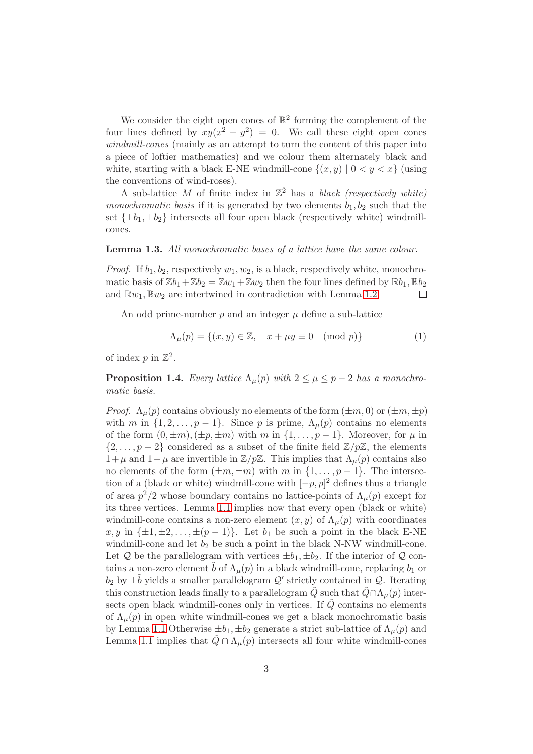We consider the eight open cones of $\mathbb{R}^2$ forming the complement of the four lines defined by $xy(x^2 - y^2) = 0$. We call these eight open cones *windmill-cones* (mainly as an attempt to turn the content of this paper into a piece of loftier mathematics) and we colour them alternately black and white, starting with a black E-NE windmill-cone $\{(x, y) \mid 0 < y < x\}$ (using the conventions of wind-roses).

A sub-lattice $M$ of finite index in $\mathbb{Z}^2$ has a *black (respectively white) monochromatic basis* if it is generated by two elements $b_1, b_2$ such that the set $\{\pm b_1, \pm b_2\}$ intersects all four open black (respectively white) windmill-cones.

**Lemma 1.3.** *All monochromatic bases of a lattice have the same colour.*

*Proof.* If $b_1, b_2$, respectively $w_1, w_2$, is a black, respectively white, monochromatic basis of $\mathbb{Z}b_1 + \mathbb{Z}b_2 = \mathbb{Z}w_1 + \mathbb{Z}w_2$ then the four lines defined by $\mathbb{R}b_1, \mathbb{R}b_2$ and $\mathbb{R}w_1, \mathbb{R}w_2$ are intertwined in contradiction with Lemma 1.2. □

An odd prime-number $p$ and an integer $\mu$ define a sub-lattice

$$\Lambda_\mu(p) = \{(x, y) \in \mathbb{Z}, \mid x + \mu y \equiv 0 \pmod{p}\} \tag{1}$$

of index $p$ in $\mathbb{Z}^2$.

**Proposition 1.4.** *Every lattice $\Lambda_\mu(p)$ with $2 \leq \mu \leq p - 2$ has a monochromatic basis.*

*Proof.* $\Lambda_\mu(p)$ contains obviously no elements of the form $(\pm m, 0)$ or $(\pm m, \pm p)$ with $m$ in $\{1, 2, \ldots, p - 1\}$. Since $p$ is prime, $\Lambda_\mu(p)$ contains no elements of the form $(0, \pm m), (\pm p, \pm m)$ with $m$ in $\{1, \ldots, p - 1\}$. Moreover, for $\mu$ in $\{2, \ldots, p - 2\}$ considered as a subset of the finite field $\mathbb{Z}/p\mathbb{Z}$, the elements $1 + \mu$ and $1 - \mu$ are invertible in $\mathbb{Z}/p\mathbb{Z}$. This implies that $\Lambda_\mu(p)$ contains also no elements of the form $(\pm m, \pm m)$ with $m$ in $\{1, \ldots, p - 1\}$. The intersection of a (black or white) windmill-cone with $[-p, p]^2$ defines thus a triangle of area $p^2/2$ whose boundary contains no lattice-points of $\Lambda_\mu(p)$ except for its three vertices. Lemma 1.1 implies now that every open (black or white) windmill-cone contains a non-zero element $(x, y)$ of $\Lambda_\mu(p)$ with coordinates $x, y$ in $\{\pm 1, \pm 2, \ldots, \pm(p - 1)\}$. Let $b_1$ be such a point in the black E-NE windmill-cone and let $b_2$ be such a point in the black N-NW windmill-cone. Let $\mathcal{Q}$ be the parallelogram with vertices $\pm b_1, \pm b_2$. If the interior of $\mathcal{Q}$ contains a non-zero element $\tilde{b}$ of $\Lambda_\mu(p)$ in a black windmill-cone, replacing $b_1$ or $b_2$ by $\pm\tilde{b}$ yields a smaller parallelogram $\mathcal{Q}'$ strictly contained in $\mathcal{Q}$. Iterating this construction leads finally to a parallelogram $\tilde{Q}$ such that $\tilde{Q} \cap \Lambda_\mu(p)$ intersects open black windmill-cones only in vertices. If $\tilde{Q}$ contains no elements of $\Lambda_\mu(p)$ in open white windmill-cones we get a black monochromatic basis by Lemma 1.1 Otherwise $\pm b_1, \pm b_2$ generate a strict sub-lattice of $\Lambda_\mu(p)$ and Lemma 1.1 implies that $\tilde{Q} \cap \Lambda_\mu(p)$ intersects all four white windmill-cones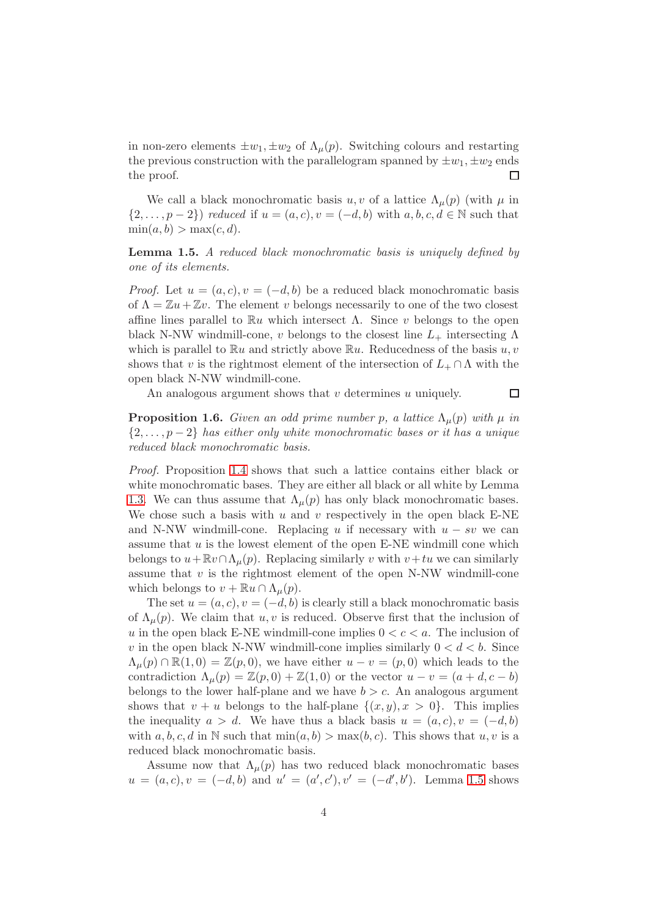in non-zero elements $\pm w_1, \pm w_2$ of $\Lambda_\mu(p)$. Switching colours and restarting the previous construction with the parallelogram spanned by $\pm w_1, \pm w_2$ ends the proof. $\square$

We call a black monochromatic basis $u, v$ of a lattice $\Lambda_\mu(p)$ (with $\mu$ in $\{2, \ldots, p-2\}$) *reduced* if $u = (a, c), v = (-d, b)$ with $a, b, c, d \in \mathbb{N}$ such that $\min(a, b) > \max(c, d)$.

**Lemma 1.5.** *A reduced black monochromatic basis is uniquely defined by one of its elements.*

*Proof.* Let $u = (a, c), v = (-d, b)$ be a reduced black monochromatic basis of $\Lambda = \mathbb{Z}u + \mathbb{Z}v$. The element $v$ belongs necessarily to one of the two closest affine lines parallel to $\mathbb{R}u$ which intersect $\Lambda$. Since $v$ belongs to the open black N-NW windmill-cone, $v$ belongs to the closest line $L_+$ intersecting $\Lambda$ which is parallel to $\mathbb{R}u$ and strictly above $\mathbb{R}u$. Reducedness of the basis $u, v$ shows that $v$ is the rightmost element of the intersection of $L_+ \cap \Lambda$ with the open black N-NW windmill-cone.

An analogous argument shows that $v$ determines $u$ uniquely. $\square$

**Proposition 1.6.** *Given an odd prime number $p$, a lattice $\Lambda_\mu(p)$ with $\mu$ in $\{2, \ldots, p-2\}$ has either only white monochromatic bases or it has a unique reduced black monochromatic basis.*

*Proof.* Proposition 1.4 shows that such a lattice contains either black or white monochromatic bases. They are either all black or all white by Lemma 1.3. We can thus assume that $\Lambda_\mu(p)$ has only black monochromatic bases. We chose such a basis with $u$ and $v$ respectively in the open black E-NE and N-NW windmill-cone. Replacing $u$ if necessary with $u - sv$ we can assume that $u$ is the lowest element of the open E-NE windmill cone which belongs to $u + \mathbb{R}v \cap \Lambda_\mu(p)$. Replacing similarly $v$ with $v + tu$ we can similarly assume that $v$ is the rightmost element of the open N-NW windmill-cone which belongs to $v + \mathbb{R}u \cap \Lambda_\mu(p)$.

The set $u = (a, c), v = (-d, b)$ is clearly still a black monochromatic basis of $\Lambda_\mu(p)$. We claim that $u, v$ is reduced. Observe first that the inclusion of $u$ in the open black E-NE windmill-cone implies $0 < c < a$. The inclusion of $v$ in the open black N-NW windmill-cone implies similarly $0 < d < b$. Since $\Lambda_\mu(p) \cap \mathbb{R}(1, 0) = \mathbb{Z}(p, 0)$, we have either $u - v = (p, 0)$ which leads to the contradiction $\Lambda_\mu(p) = \mathbb{Z}(p, 0) + \mathbb{Z}(1, 0)$ or the vector $u - v = (a + d, c - b)$ belongs to the lower half-plane and we have $b > c$. An analogous argument shows that $v + u$ belongs to the half-plane $\{(x, y), x > 0\}$. This implies the inequality $a > d$. We have thus a black basis $u = (a, c), v = (-d, b)$ with $a, b, c, d$ in $\mathbb{N}$ such that $\min(a, b) > \max(b, c)$. This shows that $u, v$ is a reduced black monochromatic basis.

Assume now that $\Lambda_\mu(p)$ has two reduced black monochromatic bases $u = (a, c), v = (-d, b)$ and $u' = (a', c'), v' = (-d', b')$. Lemma 1.5 shows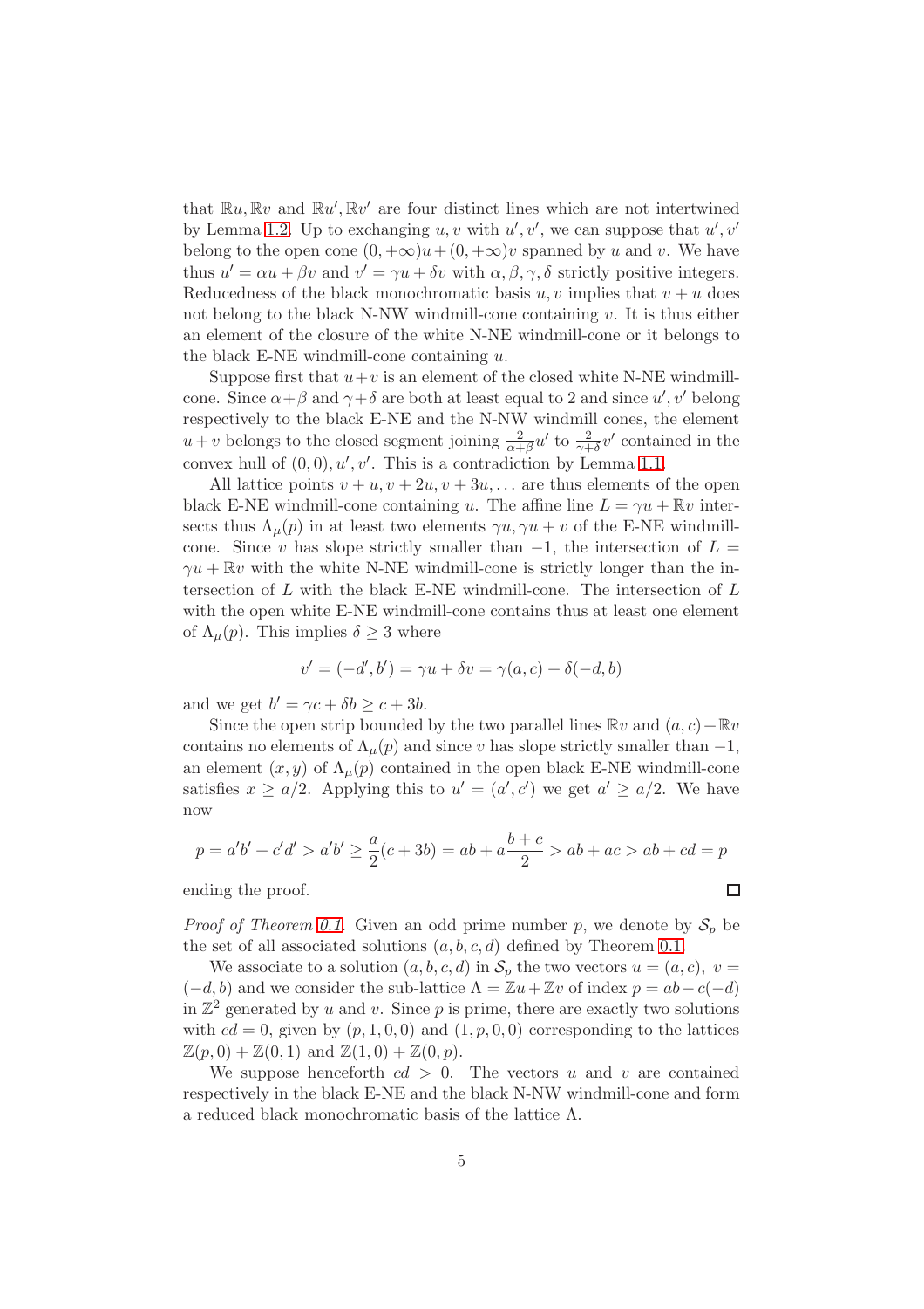that $\mathbb{R}u, \mathbb{R}v$ and $\mathbb{R}u', \mathbb{R}v'$ are four distinct lines which are not intertwined by Lemma 1.2. Up to exchanging $u, v$ with $u', v'$, we can suppose that $u', v'$ belong to the open cone $(0, +\infty)u + (0, +\infty)v$ spanned by $u$ and $v$. We have thus $u' = \alpha u + \beta v$ and $v' = \gamma u + \delta v$ with $\alpha, \beta, \gamma, \delta$ strictly positive integers. Reducedness of the black monochromatic basis $u, v$ implies that $v + u$ does not belong to the black N-NW windmill-cone containing $v$. It is thus either an element of the closure of the white N-NE windmill-cone or it belongs to the black E-NE windmill-cone containing $u$.

Suppose first that $u+v$ is an element of the closed white N-NE windmill-cone. Since $\alpha+\beta$ and $\gamma+\delta$ are both at least equal to 2 and since $u', v'$ belong respectively to the black E-NE and the N-NW windmill cones, the element $u+v$ belongs to the closed segment joining $\frac{2}{\alpha+\beta}u'$ to $\frac{2}{\gamma+\delta}v'$ contained in the convex hull of $(0,0), u', v'$. This is a contradiction by Lemma 1.1.

All lattice points $v + u, v + 2u, v + 3u, \ldots$ are thus elements of the open black E-NE windmill-cone containing $u$. The affine line $L = \gamma u + \mathbb{R}v$ intersects thus $\Lambda_\mu(p)$ in at least two elements $\gamma u, \gamma u + v$ of the E-NE windmill-cone. Since $v$ has slope strictly smaller than $-1$, the intersection of $L = \gamma u + \mathbb{R}v$ with the white N-NE windmill-cone is strictly longer than the intersection of $L$ with the black E-NE windmill-cone. The intersection of $L$ with the open white E-NE windmill-cone contains thus at least one element of $\Lambda_\mu(p)$. This implies $\delta \geq 3$ where

$$v' = (-d', b') = \gamma u + \delta v = \gamma(a, c) + \delta(-d, b)$$

and we get $b' = \gamma c + \delta b \geq c + 3b$.

Since the open strip bounded by the two parallel lines $\mathbb{R}v$ and $(a, c) + \mathbb{R}v$ contains no elements of $\Lambda_\mu(p)$ and since $v$ has slope strictly smaller than $-1$, an element $(x, y)$ of $\Lambda_\mu(p)$ contained in the open black E-NE windmill-cone satisfies $x \geq a/2$. Applying this to $u' = (a', c')$ we get $a' \geq a/2$. We have now

$$p = a'b' + c'd' > a'b' \geq \frac{a}{2}(c + 3b) = ab + a\frac{b+c}{2} > ab + ac > ab + cd = p$$

ending the proof. $\square$

*Proof of Theorem 0.1.* Given an odd prime number $p$, we denote by $\mathcal{S}_p$ be the set of all associated solutions $(a, b, c, d)$ defined by Theorem 0.1.

We associate to a solution $(a, b, c, d)$ in $\mathcal{S}_p$ the two vectors $u = (a, c),\ v = (-d, b)$ and we consider the sub-lattice $\Lambda = \mathbb{Z}u + \mathbb{Z}v$ of index $p = ab - c(-d)$ in $\mathbb{Z}^2$ generated by $u$ and $v$. Since $p$ is prime, there are exactly two solutions with $cd = 0$, given by $(p, 1, 0, 0)$ and $(1, p, 0, 0)$ corresponding to the lattices $\mathbb{Z}(p, 0) + \mathbb{Z}(0, 1)$ and $\mathbb{Z}(1, 0) + \mathbb{Z}(0, p)$.

We suppose henceforth $cd > 0$. The vectors $u$ and $v$ are contained respectively in the black E-NE and the black N-NW windmill-cone and form a reduced black monochromatic basis of the lattice $\Lambda$.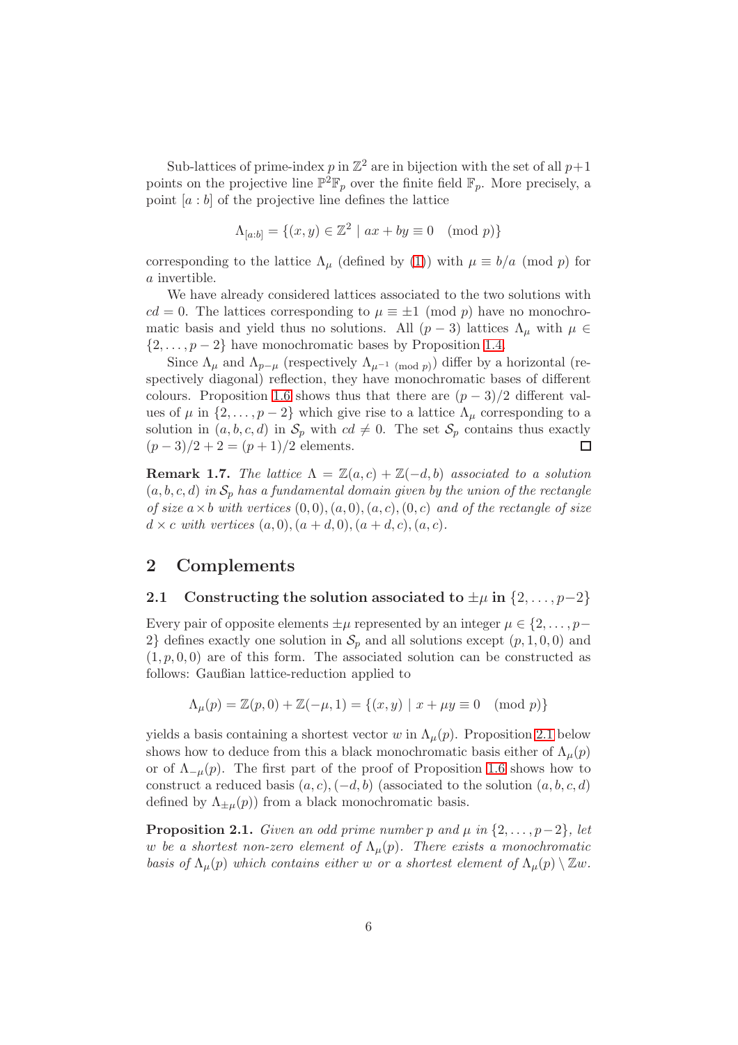Sub-lattices of prime-index $p$ in $\mathbb{Z}^2$ are in bijection with the set of all $p+1$ points on the projective line $\mathbb{P}^2\mathbb{F}_p$ over the finite field $\mathbb{F}_p$. More precisely, a point $[a : b]$ of the projective line defines the lattice

$$\Lambda_{[a:b]} = \{(x, y) \in \mathbb{Z}^2 \mid ax + by \equiv 0 \pmod{p}\}$$

corresponding to the lattice $\Lambda_\mu$ (defined by (1)) with $\mu \equiv b/a \pmod{p}$ for $a$ invertible.

We have already considered lattices associated to the two solutions with $cd = 0$. The lattices corresponding to $\mu \equiv \pm 1 \pmod{p}$ have no monochromatic basis and yield thus no solutions. All $(p-3)$ lattices $\Lambda_\mu$ with $\mu \in \{2, \ldots, p-2\}$ have monochromatic bases by Proposition 1.4.

Since $\Lambda_\mu$ and $\Lambda_{p-\mu}$ (respectively $\Lambda_{\mu^{-1} \pmod{p}}$) differ by a horizontal (respectively diagonal) reflection, they have monochromatic bases of different colours. Proposition 1.6 shows thus that there are $(p-3)/2$ different values of $\mu$ in $\{2, \ldots, p-2\}$ which give rise to a lattice $\Lambda_\mu$ corresponding to a solution in $(a, b, c, d)$ in $\mathcal{S}_p$ with $cd \neq 0$. The set $\mathcal{S}_p$ contains thus exactly $(p-3)/2 + 2 = (p+1)/2$ elements. □

**Remark 1.7.** *The lattice $\Lambda = \mathbb{Z}(a, c) + \mathbb{Z}(-d, b)$ associated to a solution $(a, b, c, d)$ in $\mathcal{S}_p$ has a fundamental domain given by the union of the rectangle of size $a \times b$ with vertices $(0, 0), (a, 0), (a, c), (0, c)$ and of the rectangle of size $d \times c$ with vertices $(a, 0), (a + d, 0), (a + d, c), (a, c)$.*

## 2 Complements

### 2.1 Constructing the solution associated to $\pm\mu$ in $\{2, \ldots, p-2\}$

Every pair of opposite elements $\pm\mu$ represented by an integer $\mu \in \{2, \ldots, p-2\}$ defines exactly one solution in $\mathcal{S}_p$ and all solutions except $(p, 1, 0, 0)$ and $(1, p, 0, 0)$ are of this form. The associated solution can be constructed as follows: Gaußian lattice-reduction applied to

$$\Lambda_\mu(p) = \mathbb{Z}(p, 0) + \mathbb{Z}(-\mu, 1) = \{(x, y) \mid x + \mu y \equiv 0 \pmod{p}\}$$

yields a basis containing a shortest vector $w$ in $\Lambda_\mu(p)$. Proposition 2.1 below shows how to deduce from this a black monochromatic basis either of $\Lambda_\mu(p)$ or of $\Lambda_{-\mu}(p)$. The first part of the proof of Proposition 1.6 shows how to construct a reduced basis $(a, c), (-d, b)$ (associated to the solution $(a, b, c, d)$ defined by $\Lambda_{\pm\mu}(p)$) from a black monochromatic basis.

**Proposition 2.1.** *Given an odd prime number $p$ and $\mu$ in $\{2, \ldots, p-2\}$, let $w$ be a shortest non-zero element of $\Lambda_\mu(p)$. There exists a monochromatic basis of $\Lambda_\mu(p)$ which contains either $w$ or a shortest element of $\Lambda_\mu(p) \setminus \mathbb{Z}w$.*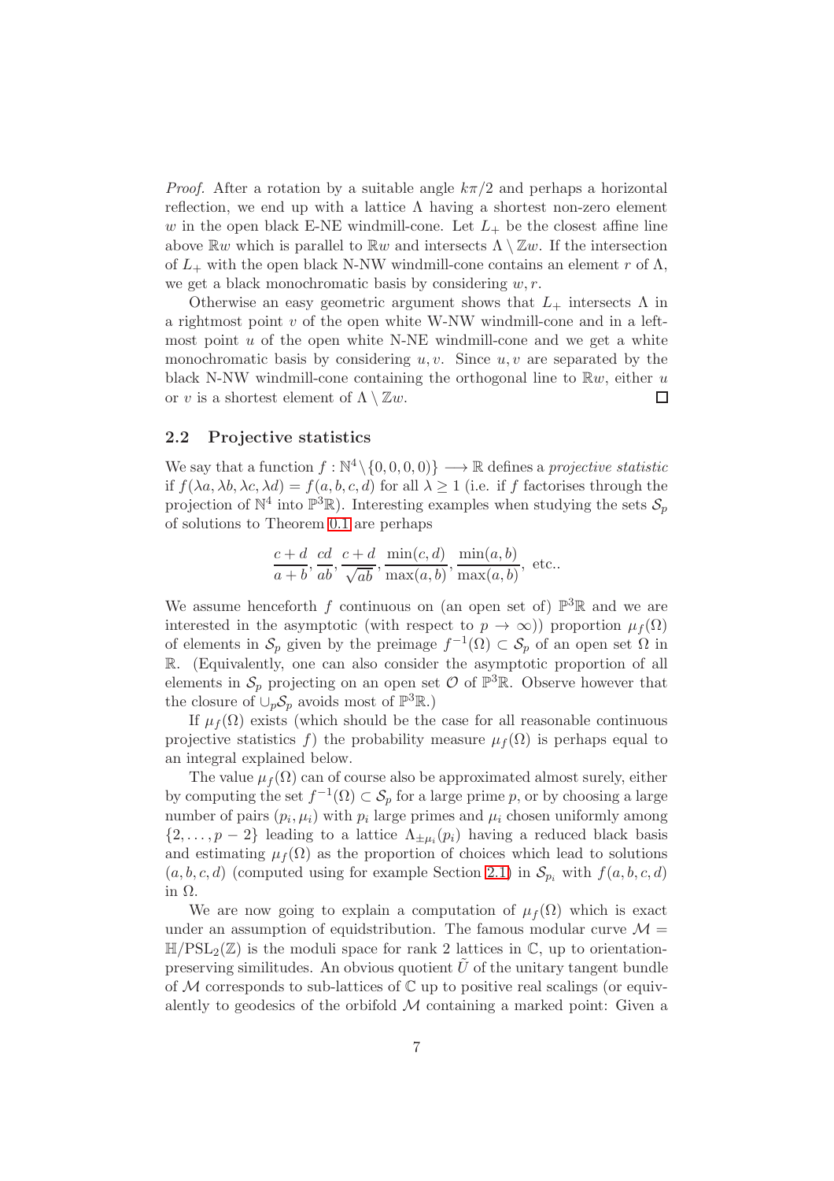*Proof.* After a rotation by a suitable angle $k\pi/2$ and perhaps a horizontal reflection, we end up with a lattice $\Lambda$ having a shortest non-zero element $w$ in the open black E-NE windmill-cone. Let $L_+$ be the closest affine line above $\mathbb{R}w$ which is parallel to $\mathbb{R}w$ and intersects $\Lambda \setminus \mathbb{Z}w$. If the intersection of $L_+$ with the open black N-NW windmill-cone contains an element $r$ of $\Lambda$, we get a black monochromatic basis by considering $w, r$.

Otherwise an easy geometric argument shows that $L_+$ intersects $\Lambda$ in a rightmost point $v$ of the open white W-NW windmill-cone and in a leftmost point $u$ of the open white N-NE windmill-cone and we get a white monochromatic basis by considering $u, v$. Since $u, v$ are separated by the black N-NW windmill-cone containing the orthogonal line to $\mathbb{R}w$, either $u$ or $v$ is a shortest element of $\Lambda \setminus \mathbb{Z}w$. $\square$

### 2.2 Projective statistics

We say that a function $f : \mathbb{N}^4 \setminus \{0, 0, 0, 0\} \longrightarrow \mathbb{R}$ defines a *projective statistic* if $f(\lambda a, \lambda b, \lambda c, \lambda d) = f(a, b, c, d)$ for all $\lambda \geq 1$ (i.e. if $f$ factorises through the projection of $\mathbb{N}^4$ into $\mathbb{P}^3\mathbb{R}$). Interesting examples when studying the sets $\mathcal{S}_p$ of solutions to Theorem 0.1 are perhaps

$$\frac{c+d}{a+b}, \frac{cd}{ab}, \frac{c+d}{\sqrt{ab}}, \frac{\min(c,d)}{\max(a,b)}, \frac{\min(a,b)}{\max(a,b)}, \text{ etc..}$$

We assume henceforth $f$ continuous on (an open set of) $\mathbb{P}^3\mathbb{R}$ and we are interested in the asymptotic (with respect to $p \to \infty$)) proportion $\mu_f(\Omega)$ of elements in $\mathcal{S}_p$ given by the preimage $f^{-1}(\Omega) \subset \mathcal{S}_p$ of an open set $\Omega$ in $\mathbb{R}$. (Equivalently, one can also consider the asymptotic proportion of all elements in $\mathcal{S}_p$ projecting on an open set $\mathcal{O}$ of $\mathbb{P}^3\mathbb{R}$. Observe however that the closure of $\cup_p \mathcal{S}_p$ avoids most of $\mathbb{P}^3\mathbb{R}$.)

If $\mu_f(\Omega)$ exists (which should be the case for all reasonable continuous projective statistics $f$) the probability measure $\mu_f(\Omega)$ is perhaps equal to an integral explained below.

The value $\mu_f(\Omega)$ can of course also be approximated almost surely, either by computing the set $f^{-1}(\Omega) \subset \mathcal{S}_p$ for a large prime $p$, or by choosing a large number of pairs $(p_i, \mu_i)$ with $p_i$ large primes and $\mu_i$ chosen uniformly among $\{2, \ldots, p-2\}$ leading to a lattice $\Lambda_{\pm\mu_i}(p_i)$ having a reduced black basis and estimating $\mu_f(\Omega)$ as the proportion of choices which lead to solutions $(a, b, c, d)$ (computed using for example Section 2.1) in $\mathcal{S}_{p_i}$ with $f(a, b, c, d)$ in $\Omega$.

We are now going to explain a computation of $\mu_f(\Omega)$ which is exact under an assumption of equidstribution. The famous modular curve $\mathcal{M} = \mathbb{H}/\mathrm{PSL}_2(\mathbb{Z})$ is the moduli space for rank 2 lattices in $\mathbb{C}$, up to orientation-preserving similitudes. An obvious quotient $\tilde{U}$ of the unitary tangent bundle of $\mathcal{M}$ corresponds to sub-lattices of $\mathbb{C}$ up to positive real scalings (or equivalently to geodesics of the orbifold $\mathcal{M}$ containing a marked point: Given a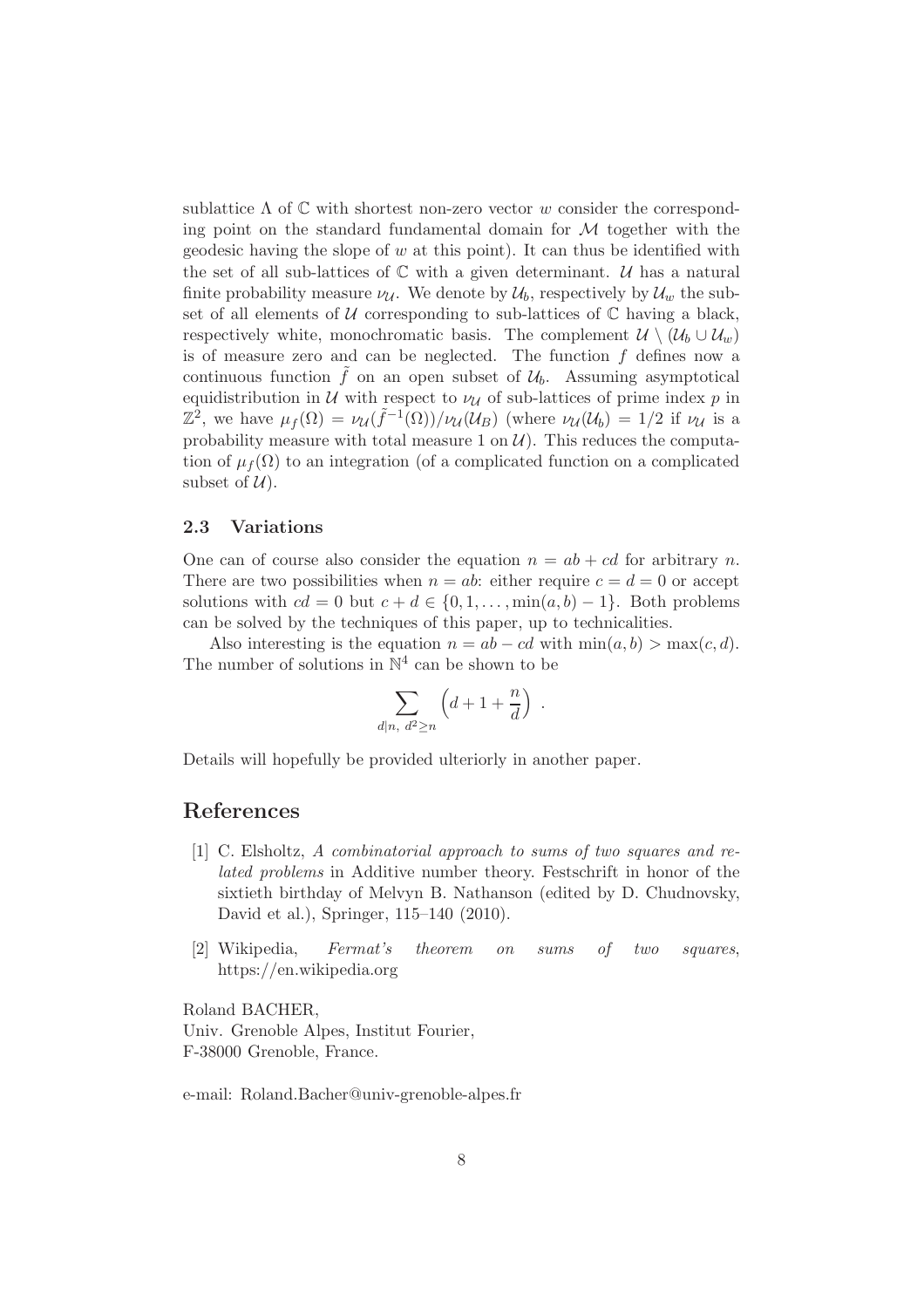sublattice $\Lambda$ of $\mathbb{C}$ with shortest non-zero vector $w$ consider the corresponding point on the standard fundamental domain for $\mathcal{M}$ together with the geodesic having the slope of $w$ at this point). It can thus be identified with the set of all sub-lattices of $\mathbb{C}$ with a given determinant. $\mathcal{U}$ has a natural finite probability measure $\nu_{\mathcal{U}}$. We denote by $\mathcal{U}_b$, respectively by $\mathcal{U}_w$ the subset of all elements of $\mathcal{U}$ corresponding to sub-lattices of $\mathbb{C}$ having a black, respectively white, monochromatic basis. The complement $\mathcal{U} \setminus (\mathcal{U}_b \cup \mathcal{U}_w)$ is of measure zero and can be neglected. The function $f$ defines now a continuous function $\tilde{f}$ on an open subset of $\mathcal{U}_b$. Assuming asymptotical equidistribution in $\mathcal{U}$ with respect to $\nu_{\mathcal{U}}$ of sub-lattices of prime index $p$ in $\mathbb{Z}^2$, we have $\mu_f(\Omega) = \nu_{\mathcal{U}}(\tilde{f}^{-1}(\Omega))/\nu_{\mathcal{U}}(\mathcal{U}_B)$ (where $\nu_{\mathcal{U}}(\mathcal{U}_b) = 1/2$ if $\nu_{\mathcal{U}}$ is a probability measure with total measure 1 on $\mathcal{U}$). This reduces the computation of $\mu_f(\Omega)$ to an integration (of a complicated function on a complicated subset of $\mathcal{U}$).

### 2.3 Variations

One can of course also consider the equation $n = ab + cd$ for arbitrary $n$. There are two possibilities when $n = ab$: either require $c = d = 0$ or accept solutions with $cd = 0$ but $c + d \in \{0, 1, \ldots, \min(a, b) - 1\}$. Both problems can be solved by the techniques of this paper, up to technicalities.

Also interesting is the equation $n = ab - cd$ with $\min(a, b) > \max(c, d)$. The number of solutions in $\mathbb{N}^4$ can be shown to be

$$\sum_{d|n,\ d^2 \geq n} \left(d + 1 + \frac{n}{d}\right) .$$

Details will hopefully be provided ulteriorly in another paper.

## References

[1] C. Elsholtz, *A combinatorial approach to sums of two squares and related problems* in Additive number theory. Festschrift in honor of the sixtieth birthday of Melvyn B. Nathanson (edited by D. Chudnovsky, David et al.), Springer, 115–140 (2010).

[2] Wikipedia, *Fermat's theorem on sums of two squares*, https://en.wikipedia.org

Roland BACHER,
Univ. Grenoble Alpes, Institut Fourier,
F-38000 Grenoble, France.

e-mail: Roland.Bacher@univ-grenoble-alpes.fr